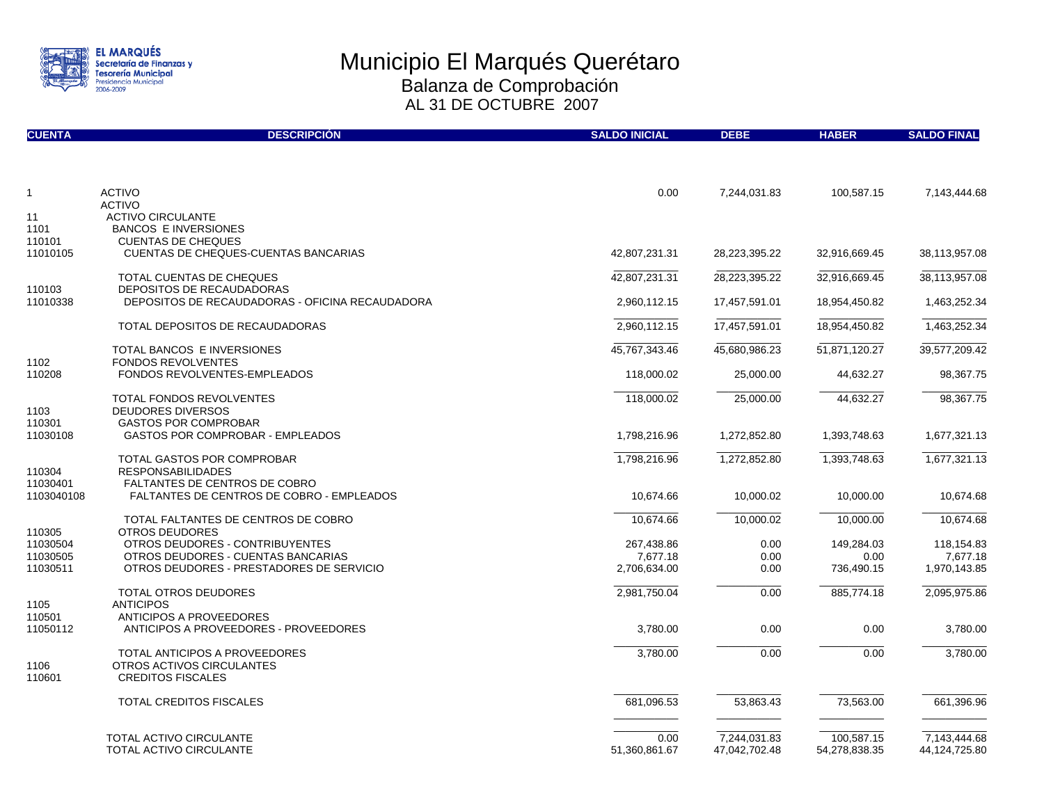# Municipio El Marqués Querétaro

## Balanza de Comprobación

### AL 31 DE OCTUBRE 2007

| CUENTA | DESCRIPCIÓN | SALDO INICIAL | DEBE | HABER | SALDO FINAL |
|---|---|---|---|---|---|
| 1 | ACTIVO | 0.00 | 7,244,031.83 | 100,587.15 | 7,143,444.68 |
| | ACTIVO | | | | |
| 11 | ACTIVO CIRCULANTE | | | | |
| 1101 | BANCOS E INVERSIONES | | | | |
| 110101 | CUENTAS DE CHEQUES | | | | |
| 11010105 | CUENTAS DE CHEQUES-CUENTAS BANCARIAS | 42,807,231.31 | 28,223,395.22 | 32,916,669.45 | 38,113,957.08 |
| | TOTAL CUENTAS DE CHEQUES | 42,807,231.31 | 28,223,395.22 | 32,916,669.45 | 38,113,957.08 |
| 110103 | DEPOSITOS DE RECAUDADORAS | | | | |
| 11010338 | DEPOSITOS DE RECAUDADORAS - OFICINA RECAUDADORA | 2,960,112.15 | 17,457,591.01 | 18,954,450.82 | 1,463,252.34 |
| | TOTAL DEPOSITOS DE RECAUDADORAS | 2,960,112.15 | 17,457,591.01 | 18,954,450.82 | 1,463,252.34 |
| | TOTAL BANCOS E INVERSIONES | 45,767,343.46 | 45,680,986.23 | 51,871,120.27 | 39,577,209.42 |
| 1102 | FONDOS REVOLVENTES | | | | |
| 110208 | FONDOS REVOLVENTES-EMPLEADOS | 118,000.02 | 25,000.00 | 44,632.27 | 98,367.75 |
| | TOTAL FONDOS REVOLVENTES | 118,000.02 | 25,000.00 | 44,632.27 | 98,367.75 |
| 1103 | DEUDORES DIVERSOS | | | | |
| 110301 | GASTOS POR COMPROBAR | | | | |
| 11030108 | GASTOS POR COMPROBAR - EMPLEADOS | 1,798,216.96 | 1,272,852.80 | 1,393,748.63 | 1,677,321.13 |
| | TOTAL GASTOS POR COMPROBAR | 1,798,216.96 | 1,272,852.80 | 1,393,748.63 | 1,677,321.13 |
| 110304 | RESPONSABILIDADES | | | | |
| 11030401 | FALTANTES DE CENTROS DE COBRO | | | | |
| 1103040108 | FALTANTES DE CENTROS DE COBRO - EMPLEADOS | 10,674.66 | 10,000.02 | 10,000.00 | 10,674.68 |
| | TOTAL FALTANTES DE CENTROS DE COBRO | 10,674.66 | 10,000.02 | 10,000.00 | 10,674.68 |
| 110305 | OTROS DEUDORES | | | | |
| 11030504 | OTROS DEUDORES - CONTRIBUYENTES | 267,438.86 | 0.00 | 149,284.03 | 118,154.83 |
| 11030505 | OTROS DEUDORES - CUENTAS BANCARIAS | 7,677.18 | 0.00 | 0.00 | 7,677.18 |
| 11030511 | OTROS DEUDORES - PRESTADORES DE SERVICIO | 2,706,634.00 | 0.00 | 736,490.15 | 1,970,143.85 |
| | TOTAL OTROS DEUDORES | 2,981,750.04 | 0.00 | 885,774.18 | 2,095,975.86 |
| 1105 | ANTICIPOS | | | | |
| 110501 | ANTICIPOS A PROVEEDORES | | | | |
| 11050112 | ANTICIPOS A PROVEEDORES - PROVEEDORES | 3,780.00 | 0.00 | 0.00 | 3,780.00 |
| | TOTAL ANTICIPOS A PROVEEDORES | 3,780.00 | 0.00 | 0.00 | 3,780.00 |
| 1106 | OTROS ACTIVOS CIRCULANTES | | | | |
| 110601 | CREDITOS FISCALES | | | | |
| | TOTAL CREDITOS FISCALES | 681,096.53 | 53,863.43 | 73,563.00 | 661,396.96 |
| | TOTAL ACTIVO CIRCULANTE | 0.00 | 7,244,031.83 | 100,587.15 | 7,143,444.68 |
| | TOTAL ACTIVO CIRCULANTE | 51,360,861.67 | 47,042,702.48 | 54,278,838.35 | 44,124,725.80 |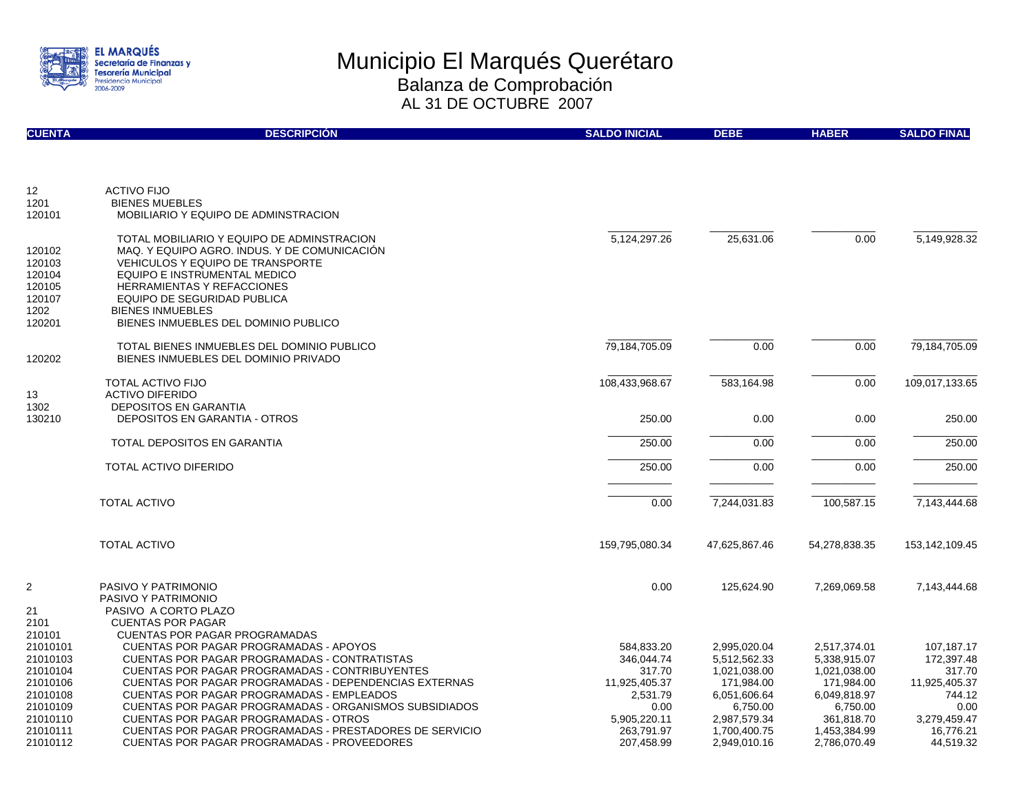# Municipio El Marqués Querétaro

## Balanza de Comprobación

### AL 31 DE OCTUBRE 2007

| CUENTA | DESCRIPCIÓN | SALDO INICIAL | DEBE | HABER | SALDO FINAL |
|---|---|---|---|---|---|
| 12 | ACTIVO FIJO | | | | |
| 1201 | BIENES MUEBLES | | | | |
| 120101 | MOBILIARIO Y EQUIPO DE ADMINSTRACION | | | | |
| | TOTAL MOBILIARIO Y EQUIPO DE ADMINSTRACION | 5,124,297.26 | 25,631.06 | 0.00 | 5,149,928.32 |
| 120102 | MAQ. Y EQUIPO AGRO. INDUS. Y DE COMUNICACIÓN | | | | |
| 120103 | VEHICULOS Y EQUIPO DE TRANSPORTE | | | | |
| 120104 | EQUIPO E INSTRUMENTAL MEDICO | | | | |
| 120105 | HERRAMIENTAS Y REFACCIONES | | | | |
| 120107 | EQUIPO DE SEGURIDAD PUBLICA | | | | |
| 1202 | BIENES INMUEBLES | | | | |
| 120201 | BIENES INMUEBLES DEL DOMINIO PUBLICO | | | | |
| | TOTAL BIENES INMUEBLES DEL DOMINIO PUBLICO | 79,184,705.09 | 0.00 | 0.00 | 79,184,705.09 |
| 120202 | BIENES INMUEBLES DEL DOMINIO PRIVADO | | | | |
| | TOTAL ACTIVO FIJO | 108,433,968.67 | 583,164.98 | 0.00 | 109,017,133.65 |
| 13 | ACTIVO DIFERIDO | | | | |
| 1302 | DEPOSITOS EN GARANTIA | | | | |
| 130210 | DEPOSITOS EN GARANTIA - OTROS | 250.00 | 0.00 | 0.00 | 250.00 |
| | TOTAL DEPOSITOS EN GARANTIA | 250.00 | 0.00 | 0.00 | 250.00 |
| | TOTAL ACTIVO DIFERIDO | 250.00 | 0.00 | 0.00 | 250.00 |
| | TOTAL ACTIVO | 0.00 | 7,244,031.83 | 100,587.15 | 7,143,444.68 |
| | TOTAL ACTIVO | 159,795,080.34 | 47,625,867.46 | 54,278,838.35 | 153,142,109.45 |
| 2 | PASIVO Y PATRIMONIO | 0.00 | 125,624.90 | 7,269,069.58 | 7,143,444.68 |
| | PASIVO Y PATRIMONIO | | | | |
| 21 | PASIVO A CORTO PLAZO | | | | |
| 2101 | CUENTAS POR PAGAR | | | | |
| 210101 | CUENTAS POR PAGAR PROGRAMADAS | | | | |
| 21010101 | CUENTAS POR PAGAR PROGRAMADAS - APOYOS | 584,833.20 | 2,995,020.04 | 2,517,374.01 | 107,187.17 |
| 21010103 | CUENTAS POR PAGAR PROGRAMADAS - CONTRATISTAS | 346,044.74 | 5,512,562.33 | 5,338,915.07 | 172,397.48 |
| 21010104 | CUENTAS POR PAGAR PROGRAMADAS - CONTRIBUYENTES | 317.70 | 1,021,038.00 | 1,021,038.00 | 317.70 |
| 21010106 | CUENTAS POR PAGAR PROGRAMADAS - DEPENDENCIAS EXTERNAS | 11,925,405.37 | 171,984.00 | 171,984.00 | 11,925,405.37 |
| 21010108 | CUENTAS POR PAGAR PROGRAMADAS - EMPLEADOS | 2,531.79 | 6,051,606.64 | 6,049,818.97 | 744.12 |
| 21010109 | CUENTAS POR PAGAR PROGRAMADAS - ORGANISMOS SUBSIDIADOS | 0.00 | 6,750.00 | 6,750.00 | 0.00 |
| 21010110 | CUENTAS POR PAGAR PROGRAMADAS - OTROS | 5,905,220.11 | 2,987,579.34 | 361,818.70 | 3,279,459.47 |
| 21010111 | CUENTAS POR PAGAR PROGRAMADAS - PRESTADORES DE SERVICIO | 263,791.97 | 1,700,400.75 | 1,453,384.99 | 16,776.21 |
| 21010112 | CUENTAS POR PAGAR PROGRAMADAS - PROVEEDORES | 207,458.99 | 2,949,010.16 | 2,786,070.49 | 44,519.32 |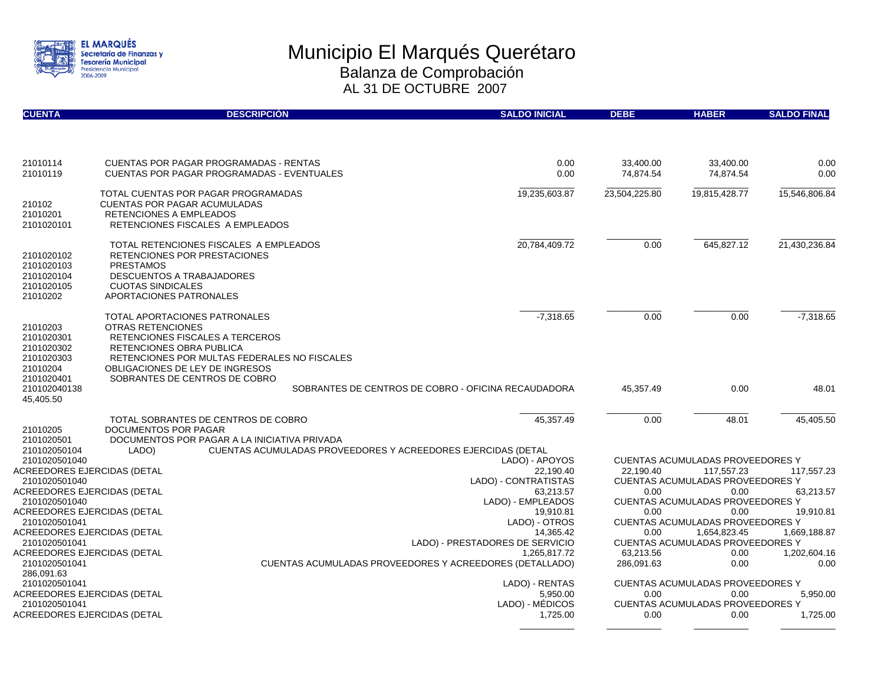# Municipio El Marqués Querétaro

## Balanza de Comprobación

### AL 31 DE OCTUBRE 2007

| CUENTA | DESCRIPCIÓN | SALDO INICIAL | DEBE | HABER | SALDO FINAL |
|---|---|---|---|---|---|
| 21010114 | CUENTAS POR PAGAR PROGRAMADAS - RENTAS | 0.00 | 33,400.00 | 33,400.00 | 0.00 |
| 21010119 | CUENTAS POR PAGAR PROGRAMADAS - EVENTUALES | 0.00 | 74,874.54 | 74,874.54 | 0.00 |
| | TOTAL CUENTAS POR PAGAR PROGRAMADAS | 19,235,603.87 | 23,504,225.80 | 19,815,428.77 | 15,546,806.84 |
| 210102 | CUENTAS POR PAGAR ACUMULADAS | | | | |
| 21010201 | RETENCIONES A EMPLEADOS | | | | |
| 2101020101 | RETENCIONES FISCALES A EMPLEADOS | | | | |
| | TOTAL RETENCIONES FISCALES A EMPLEADOS | 20,784,409.72 | 0.00 | 645,827.12 | 21,430,236.84 |
| 2101020102 | RETENCIONES POR PRESTACIONES | | | | |
| 2101020103 | PRESTAMOS | | | | |
| 2101020104 | DESCUENTOS A TRABAJADORES | | | | |
| 2101020105 | CUOTAS SINDICALES | | | | |
| 21010202 | APORTACIONES PATRONALES | | | | |
| | TOTAL APORTACIONES PATRONALES | -7,318.65 | 0.00 | 0.00 | -7,318.65 |
| 21010203 | OTRAS RETENCIONES | | | | |
| 2101020301 | RETENCIONES FISCALES A TERCEROS | | | | |
| 2101020302 | RETENCIONES OBRA PUBLICA | | | | |
| 2101020303 | RETENCIONES POR MULTAS FEDERALES NO FISCALES | | | | |
| 21010204 | OBLIGACIONES DE LEY DE INGRESOS | | | | |
| 2101020401 | SOBRANTES DE CENTROS DE COBRO | | | | |
| 210102040138 | SOBRANTES DE CENTROS DE COBRO - OFICINA RECAUDADORA | 45,357.49 | 0.00 | 48.01 | 45,405.50 |
| | TOTAL SOBRANTES DE CENTROS DE COBRO | 45,357.49 | 0.00 | 48.01 | 45,405.50 |
| 21010205 | DOCUMENTOS POR PAGAR | | | | |
| 2101020501 | DOCUMENTOS POR PAGAR A LA INICIATIVA PRIVADA | | | | |
| 210102050104 | CUENTAS ACUMULADAS PROVEEDORES Y ACREEDORES EJERCIDAS (DETALLADO) | | | | |
| 2101020501040 | CUENTAS ACUMULADAS PROVEEDORES Y ACREEDORES EJERCIDAS (DETALLADO) - APOYOS | 22,190.40 | 22,190.40 | 117,557.23 | 117,557.23 |
| 2101020501040 | CUENTAS ACUMULADAS PROVEEDORES Y ACREEDORES EJERCIDAS (DETALLADO) - CONTRATISTAS | 63,213.57 | 0.00 | 0.00 | 63,213.57 |
| 2101020501040 | CUENTAS ACUMULADAS PROVEEDORES Y ACREEDORES EJERCIDAS (DETALLADO) - EMPLEADOS | 19,910.81 | 0.00 | 0.00 | 19,910.81 |
| 2101020501041 | CUENTAS ACUMULADAS PROVEEDORES Y ACREEDORES EJERCIDAS (DETALLADO) - OTROS | 14,365.42 | 0.00 | 1,654,823.45 | 1,669,188.87 |
| 2101020501041 | CUENTAS ACUMULADAS PROVEEDORES Y ACREEDORES EJERCIDAS (DETALLADO) - PRESTADORES DE SERVICIO | 1,265,817.72 | 63,213.56 | 0.00 | 1,202,604.16 |
| 2101020501041 | CUENTAS ACUMULADAS PROVEEDORES Y ACREEDORES (DETALLADO) | 286,091.63 | 286,091.63 | 0.00 | 0.00 |
| 2101020501041 | CUENTAS ACUMULADAS PROVEEDORES Y ACREEDORES EJERCIDAS (DETALLADO) - RENTAS | 5,950.00 | 0.00 | 0.00 | 5,950.00 |
| 2101020501041 | CUENTAS ACUMULADAS PROVEEDORES Y ACREEDORES EJERCIDAS (DETALLADO) - MÉDICOS | 1,725.00 | 0.00 | 0.00 | 1,725.00 |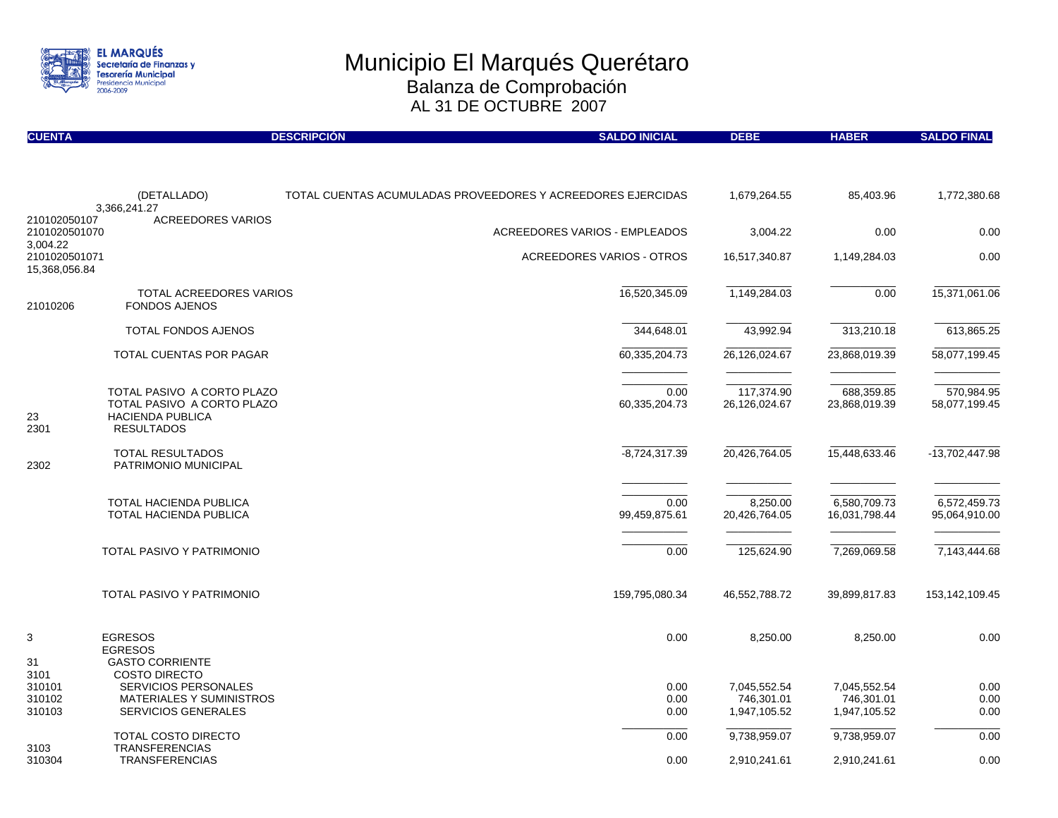# Municipio El Marqués Querétaro

## Balanza de Comprobación

### AL 31 DE OCTUBRE 2007

| CUENTA | DESCRIPCIÓN | SALDO INICIAL | DEBE | HABER | SALDO FINAL |
|---|---|---|---|---|---|
| (DETALLADO) | TOTAL CUENTAS ACUMULADAS PROVEEDORES Y ACREEDORES EJERCIDAS | 1,679,264.55 | 85,403.96 | 1,772,380.68 | |
| 3,366,241.27 | | | | | |
| 210102050107 | ACREEDORES VARIOS | | | | |
| 2101020501070 | ACREEDORES VARIOS - EMPLEADOS | 3,004.22 | 0.00 | 0.00 | |
| 3,004.22 | | | | | |
| 2101020501071 | ACREEDORES VARIOS - OTROS | 16,517,340.87 | 1,149,284.03 | 0.00 | |
| 15,368,056.84 | | | | | |
| | TOTAL ACREEDORES VARIOS | 16,520,345.09 | 1,149,284.03 | 0.00 | 15,371,061.06 |
| 21010206 | FONDOS AJENOS | | | | |
| | TOTAL FONDOS AJENOS | 344,648.01 | 43,992.94 | 313,210.18 | 613,865.25 |
| | TOTAL CUENTAS POR PAGAR | 60,335,204.73 | 26,126,024.67 | 23,868,019.39 | 58,077,199.45 |
| | TOTAL PASIVO A CORTO PLAZO | 0.00 | 117,374.90 | 688,359.85 | 570,984.95 |
| | TOTAL PASIVO A CORTO PLAZO | 60,335,204.73 | 26,126,024.67 | 23,868,019.39 | 58,077,199.45 |
| 23 | HACIENDA PUBLICA | | | | |
| 2301 | RESULTADOS | | | | |
| | TOTAL RESULTADOS | -8,724,317.39 | 20,426,764.05 | 15,448,633.46 | -13,702,447.98 |
| 2302 | PATRIMONIO MUNICIPAL | | | | |
| | TOTAL HACIENDA PUBLICA | 0.00 | 8,250.00 | 6,580,709.73 | 6,572,459.73 |
| | TOTAL HACIENDA PUBLICA | 99,459,875.61 | 20,426,764.05 | 16,031,798.44 | 95,064,910.00 |
| | TOTAL PASIVO Y PATRIMONIO | 0.00 | 125,624.90 | 7,269,069.58 | 7,143,444.68 |
| | TOTAL PASIVO Y PATRIMONIO | 159,795,080.34 | 46,552,788.72 | 39,899,817.83 | 153,142,109.45 |
| 3 | EGRESOS | 0.00 | 8,250.00 | 8,250.00 | 0.00 |
| | EGRESOS | | | | |
| 31 | GASTO CORRIENTE | | | | |
| 3101 | COSTO DIRECTO | | | | |
| 310101 | SERVICIOS PERSONALES | 0.00 | 7,045,552.54 | 7,045,552.54 | 0.00 |
| 310102 | MATERIALES Y SUMINISTROS | 0.00 | 746,301.01 | 746,301.01 | 0.00 |
| 310103 | SERVICIOS GENERALES | 0.00 | 1,947,105.52 | 1,947,105.52 | 0.00 |
| | TOTAL COSTO DIRECTO | 0.00 | 9,738,959.07 | 9,738,959.07 | 0.00 |
| 3103 | TRANSFERENCIAS | | | | |
| 310304 | TRANSFERENCIAS | 0.00 | 2,910,241.61 | 2,910,241.61 | 0.00 |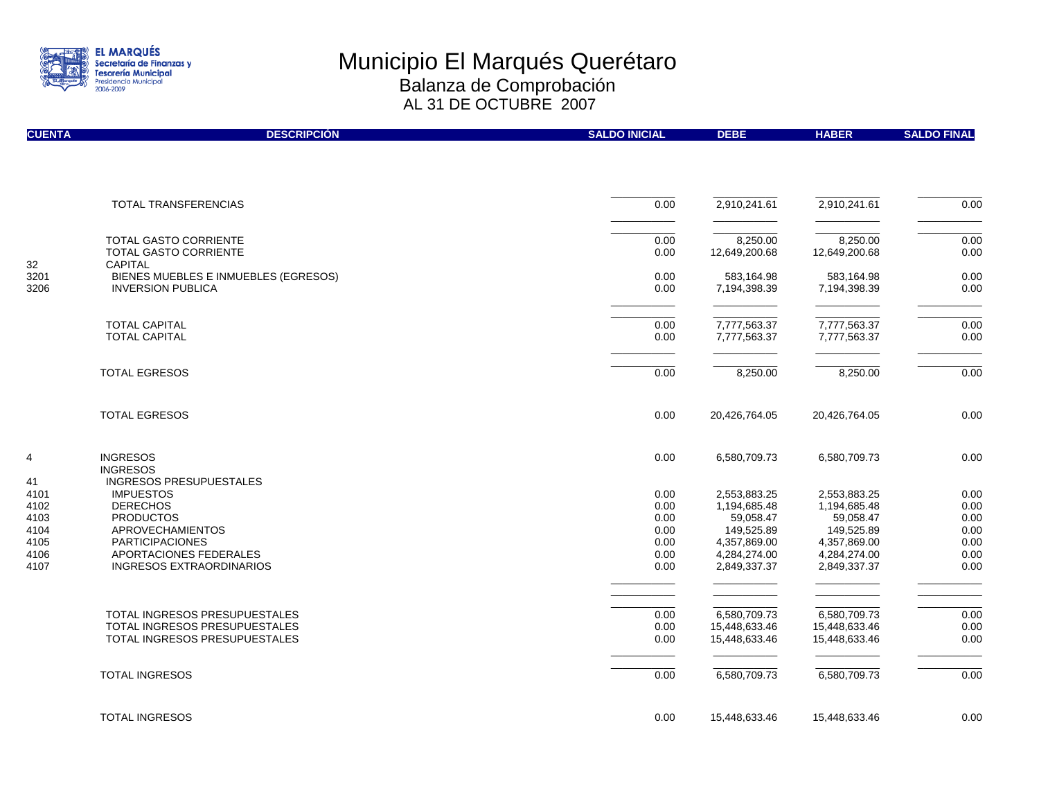# Municipio El Marqués Querétaro

## Balanza de Comprobación

### AL 31 DE OCTUBRE 2007

| CUENTA | DESCRIPCIÓN | SALDO INICIAL | DEBE | HABER | SALDO FINAL |
|---|---|---|---|---|---|
| | TOTAL TRANSFERENCIAS | 0.00 | 2,910,241.61 | 2,910,241.61 | 0.00 |
| | TOTAL GASTO CORRIENTE | 0.00 | 8,250.00 | 8,250.00 | 0.00 |
| | TOTAL GASTO CORRIENTE | 0.00 | 12,649,200.68 | 12,649,200.68 | 0.00 |
| 32 | CAPITAL | | | | |
| 3201 | BIENES MUEBLES E INMUEBLES (EGRESOS) | 0.00 | 583,164.98 | 583,164.98 | 0.00 |
| 3206 | INVERSION PUBLICA | 0.00 | 7,194,398.39 | 7,194,398.39 | 0.00 |
| | TOTAL CAPITAL | 0.00 | 7,777,563.37 | 7,777,563.37 | 0.00 |
| | TOTAL CAPITAL | 0.00 | 7,777,563.37 | 7,777,563.37 | 0.00 |
| | TOTAL EGRESOS | 0.00 | 8,250.00 | 8,250.00 | 0.00 |
| | TOTAL EGRESOS | 0.00 | 20,426,764.05 | 20,426,764.05 | 0.00 |
| 4 | INGRESOS | 0.00 | 6,580,709.73 | 6,580,709.73 | 0.00 |
| | INGRESOS | | | | |
| 41 | INGRESOS PRESUPUESTALES | | | | |
| 4101 | IMPUESTOS | 0.00 | 2,553,883.25 | 2,553,883.25 | 0.00 |
| 4102 | DERECHOS | 0.00 | 1,194,685.48 | 1,194,685.48 | 0.00 |
| 4103 | PRODUCTOS | 0.00 | 59,058.47 | 59,058.47 | 0.00 |
| 4104 | APROVECHAMIENTOS | 0.00 | 149,525.89 | 149,525.89 | 0.00 |
| 4105 | PARTICIPACIONES | 0.00 | 4,357,869.00 | 4,357,869.00 | 0.00 |
| 4106 | APORTACIONES FEDERALES | 0.00 | 4,284,274.00 | 4,284,274.00 | 0.00 |
| 4107 | INGRESOS EXTRAORDINARIOS | 0.00 | 2,849,337.37 | 2,849,337.37 | 0.00 |
| | TOTAL INGRESOS PRESUPUESTALES | 0.00 | 6,580,709.73 | 6,580,709.73 | 0.00 |
| | TOTAL INGRESOS PRESUPUESTALES | 0.00 | 15,448,633.46 | 15,448,633.46 | 0.00 |
| | TOTAL INGRESOS PRESUPUESTALES | 0.00 | 15,448,633.46 | 15,448,633.46 | 0.00 |
| | TOTAL INGRESOS | 0.00 | 6,580,709.73 | 6,580,709.73 | 0.00 |
| | TOTAL INGRESOS | 0.00 | 15,448,633.46 | 15,448,633.46 | 0.00 |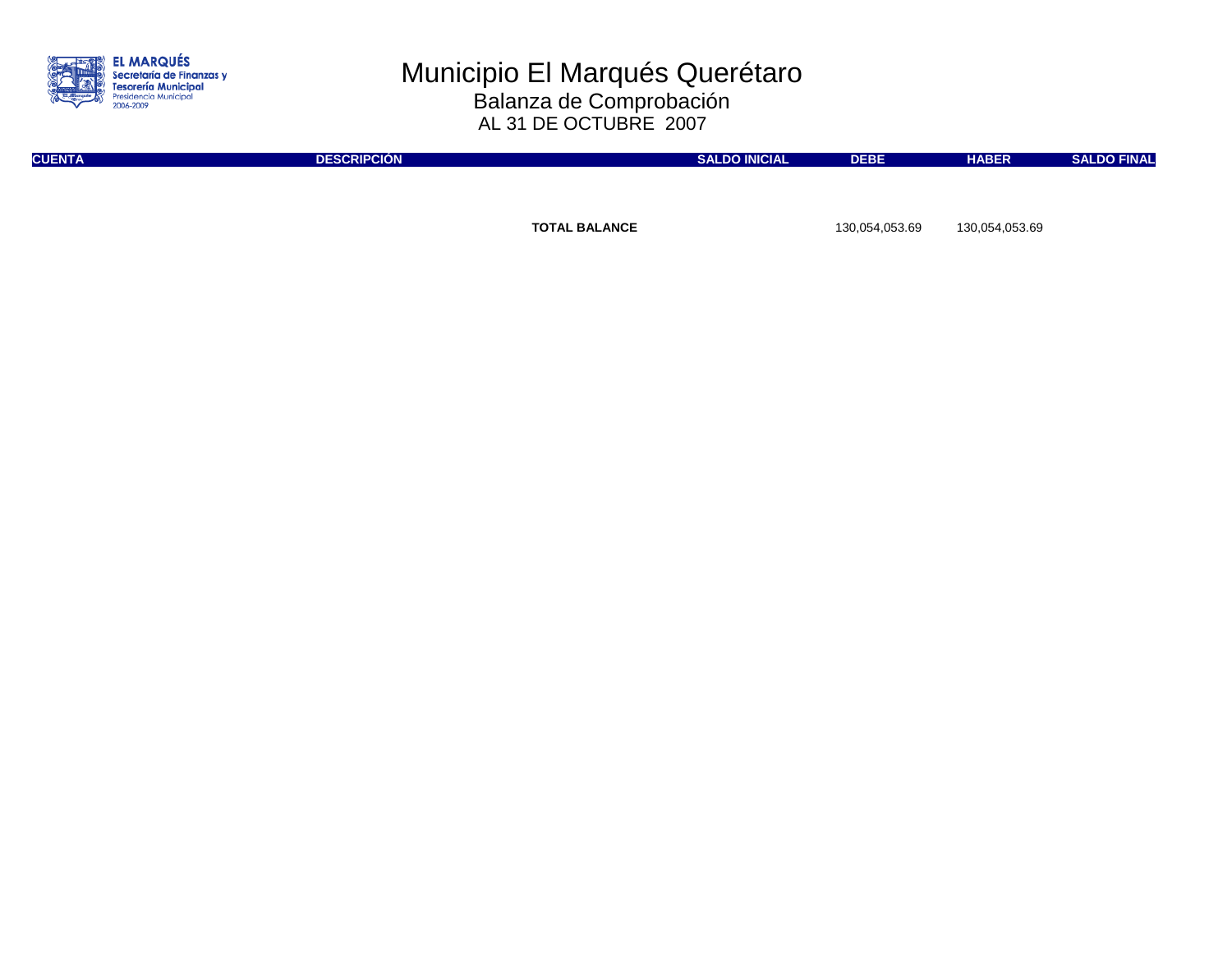EL MARQUÉS
Secretaría de Finanzas y Tesorería Municipal
Presidencia Municipal
2006-2009

# Municipio El Marqués Querétaro

## Balanza de Comprobación

AL 31 DE OCTUBRE 2007

| CUENTA | DESCRIPCIÓN | SALDO INICIAL | DEBE | HABER | SALDO FINAL |
|---|---|---|---|---|---|
| | **TOTAL BALANCE** | | 130,054,053.69 | 130,054,053.69 | |